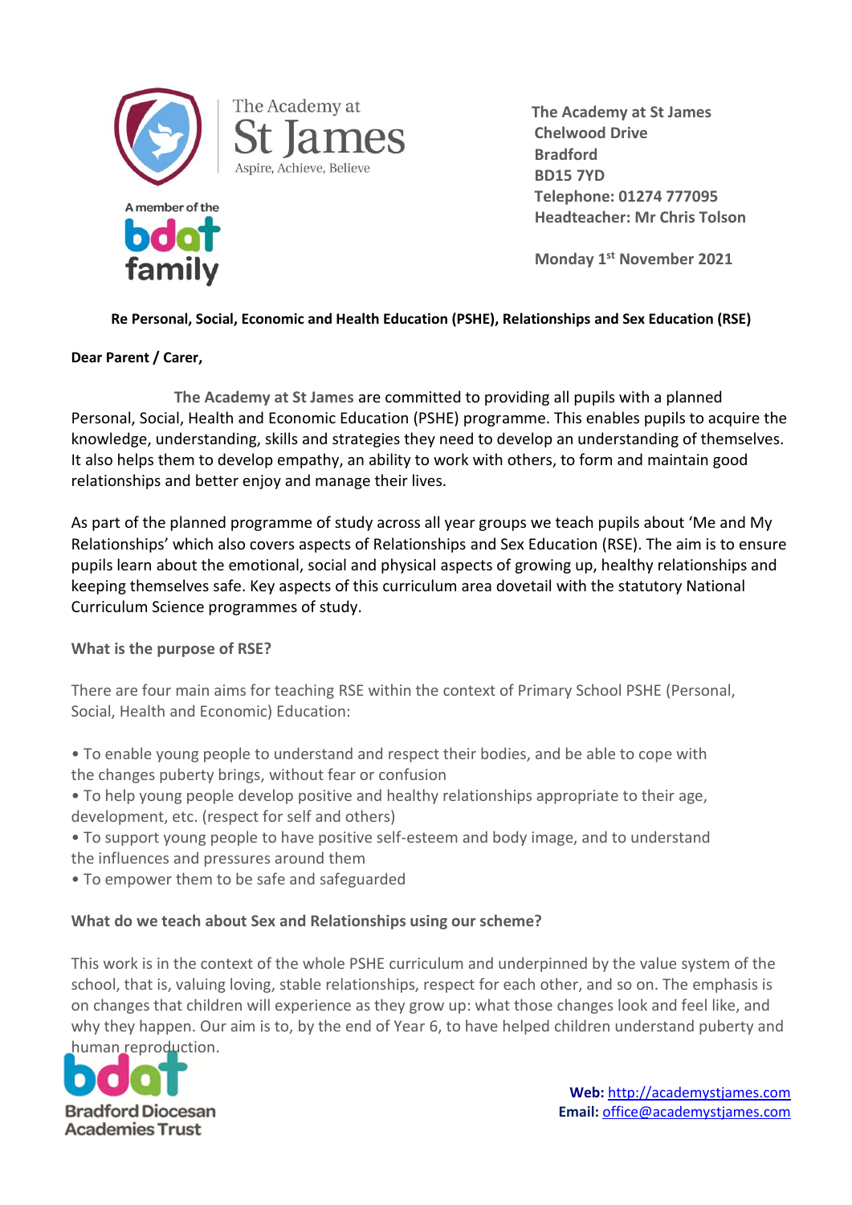The Academy at
St James
Aspire, Achieve, Believe

A member of the bdat family

**The Academy at St James**
**Chelwood Drive**
**Bradford**
**BD15 7YD**
**Telephone: 01274 777095**
**Headteacher: Mr Chris Tolson**

**Monday 1st November 2021**

**Re Personal, Social, Economic and Health Education (PSHE), Relationships and Sex Education (RSE)**

**Dear Parent / Carer,**

**The Academy at St James** are committed to providing all pupils with a planned Personal, Social, Health and Economic Education (PSHE) programme. This enables pupils to acquire the knowledge, understanding, skills and strategies they need to develop an understanding of themselves. It also helps them to develop empathy, an ability to work with others, to form and maintain good relationships and better enjoy and manage their lives.

As part of the planned programme of study across all year groups we teach pupils about 'Me and My Relationships' which also covers aspects of Relationships and Sex Education (RSE). The aim is to ensure pupils learn about the emotional, social and physical aspects of growing up, healthy relationships and keeping themselves safe. Key aspects of this curriculum area dovetail with the statutory National Curriculum Science programmes of study.

**What is the purpose of RSE?**

There are four main aims for teaching RSE within the context of Primary School PSHE (Personal, Social, Health and Economic) Education:

- To enable young people to understand and respect their bodies, and be able to cope with the changes puberty brings, without fear or confusion
- To help young people develop positive and healthy relationships appropriate to their age, development, etc. (respect for self and others)
- To support young people to have positive self-esteem and body image, and to understand the influences and pressures around them
- To empower them to be safe and safeguarded

**What do we teach about Sex and Relationships using our scheme?**

This work is in the context of the whole PSHE curriculum and underpinned by the value system of the school, that is, valuing loving, stable relationships, respect for each other, and so on. The emphasis is on changes that children will experience as they grow up: what those changes look and feel like, and why they happen. Our aim is to, by the end of Year 6, to have helped children understand puberty and human reproduction.

bdat
Bradford Diocesan Academies Trust

**Web:** http://academystjames.com
**Email:** office@academystjames.com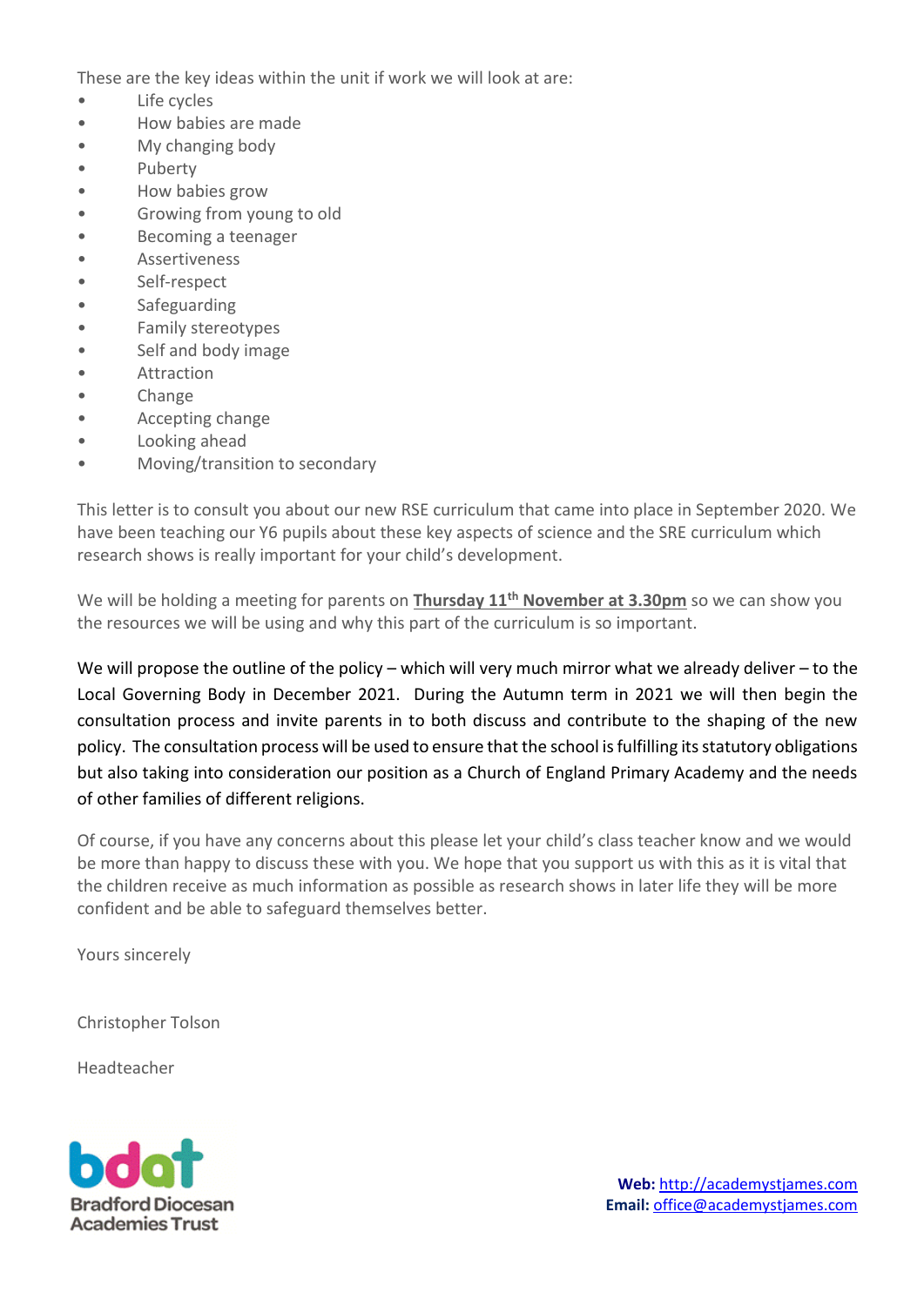These are the key ideas within the unit if work we will look at are:

- Life cycles
- How babies are made
- My changing body
- Puberty
- How babies grow
- Growing from young to old
- Becoming a teenager
- Assertiveness
- Self-respect
- Safeguarding
- Family stereotypes
- Self and body image
- Attraction
- Change
- Accepting change
- Looking ahead
- Moving/transition to secondary

This letter is to consult you about our new RSE curriculum that came into place in September 2020. We have been teaching our Y6 pupils about these key aspects of science and the SRE curriculum which research shows is really important for your child's development.

We will be holding a meeting for parents on **Thursday 11th November at 3.30pm** so we can show you the resources we will be using and why this part of the curriculum is so important.

We will propose the outline of the policy – which will very much mirror what we already deliver – to the Local Governing Body in December 2021. During the Autumn term in 2021 we will then begin the consultation process and invite parents in to both discuss and contribute to the shaping of the new policy. The consultation process will be used to ensure that the school is fulfilling its statutory obligations but also taking into consideration our position as a Church of England Primary Academy and the needs of other families of different religions.

Of course, if you have any concerns about this please let your child's class teacher know and we would be more than happy to discuss these with you. We hope that you support us with this as it is vital that the children receive as much information as possible as research shows in later life they will be more confident and be able to safeguard themselves better.

Yours sincerely

Christopher Tolson

Headteacher

bdat Bradford Diocesan Academies Trust

**Web:** http://academystjames.com
**Email:** office@academystjames.com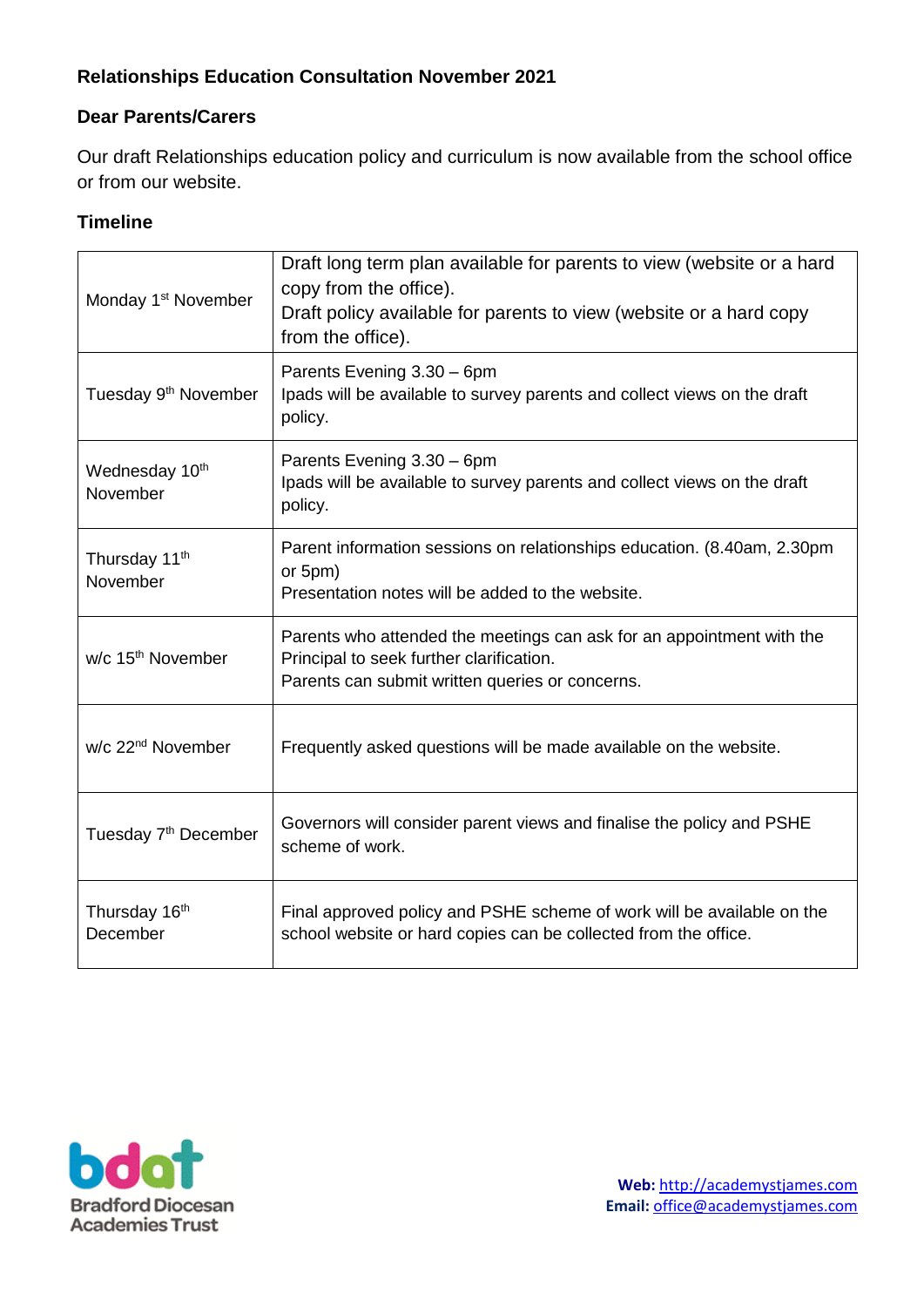**Relationships Education Consultation November 2021**

**Dear Parents/Carers**

Our draft Relationships education policy and curriculum is now available from the school office or from our website.

**Timeline**

| | |
|---|---|
| Monday 1st November | Draft long term plan available for parents to view (website or a hard copy from the office).<br>Draft policy available for parents to view (website or a hard copy from the office). |
| Tuesday 9th November | Parents Evening 3.30 – 6pm<br>Ipads will be available to survey parents and collect views on the draft policy. |
| Wednesday 10th November | Parents Evening 3.30 – 6pm<br>Ipads will be available to survey parents and collect views on the draft policy. |
| Thursday 11th November | Parent information sessions on relationships education. (8.40am, 2.30pm or 5pm)<br>Presentation notes will be added to the website. |
| w/c 15th November | Parents who attended the meetings can ask for an appointment with the Principal to seek further clarification.<br>Parents can submit written queries or concerns. |
| w/c 22nd November | Frequently asked questions will be made available on the website. |
| Tuesday 7th December | Governors will consider parent views and finalise the policy and PSHE scheme of work. |
| Thursday 16th December | Final approved policy and PSHE scheme of work will be available on the school website or hard copies can be collected from the office. |

bdat Bradford Diocesan Academies Trust

**Web:** http://academystjames.com
**Email:** office@academystjames.com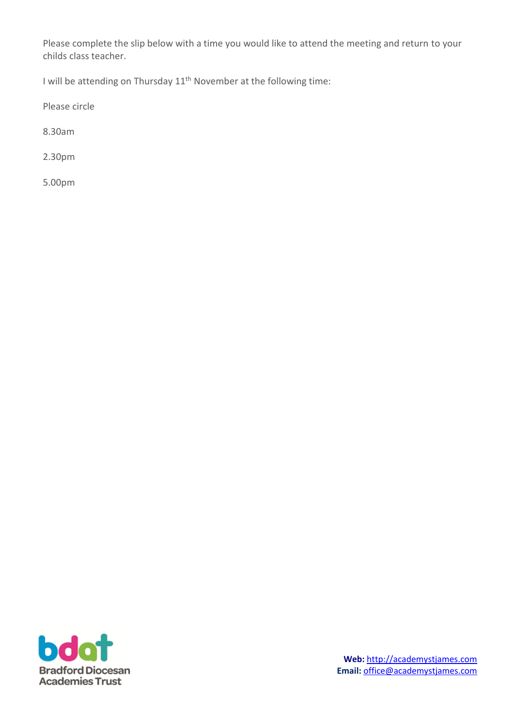Please complete the slip below with a time you would like to attend the meeting and return to your childs class teacher.

I will be attending on Thursday 11th November at the following time:

Please circle

8.30am

2.30pm

5.00pm

Bradford Diocesan Academies Trust

**Web:** http://academystjames.com
**Email:** office@academystjames.com